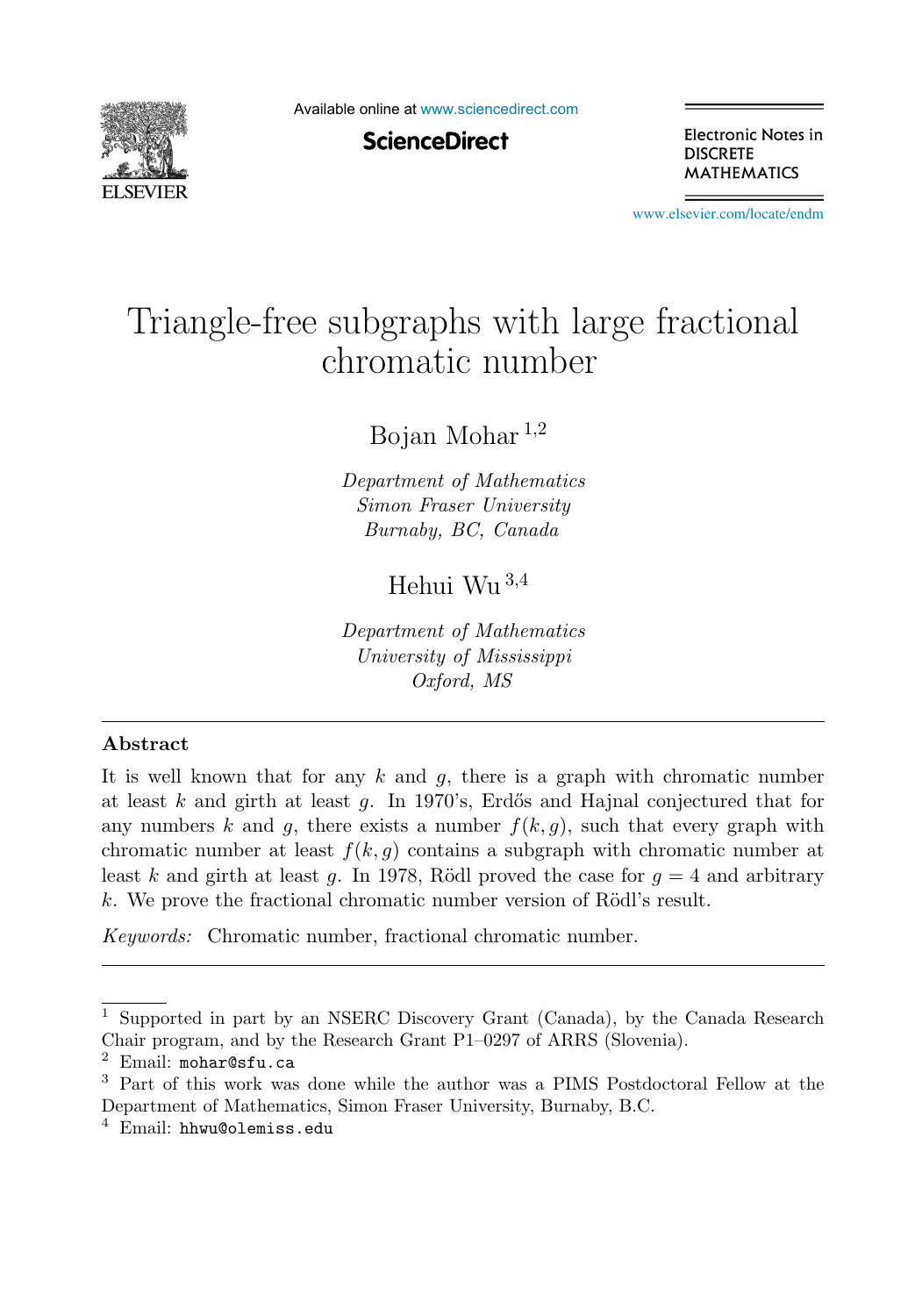# Triangle-free subgraphs with large fractional chromatic number

Bojan Mohar [1,2]

*Department of Mathematics*
*Simon Fraser University*
*Burnaby, BC, Canada*

Hehui Wu [3,4]

*Department of Mathematics*
*University of Mississippi*
*Oxford, MS*

## Abstract

It is well known that for any $k$ and $g$, there is a graph with chromatic number at least $k$ and girth at least $g$. In 1970's, Erdős and Hajnal conjectured that for any numbers $k$ and $g$, there exists a number $f(k,g)$, such that every graph with chromatic number at least $f(k,g)$ contains a subgraph with chromatic number at least $k$ and girth at least $g$. In 1978, Rödl proved the case for $g = 4$ and arbitrary $k$. We prove the fractional chromatic number version of Rödl's result.

*Keywords:* Chromatic number, fractional chromatic number.

---

[1] Supported in part by an NSERC Discovery Grant (Canada), by the Canada Research Chair program, and by the Research Grant P1–0297 of ARRS (Slovenia).

[2] Email: mohar@sfu.ca

[3] Part of this work was done while the author was a PIMS Postdoctoral Fellow at the Department of Mathematics, Simon Fraser University, Burnaby, B.C.

[4] Email: hhwu@olemiss.edu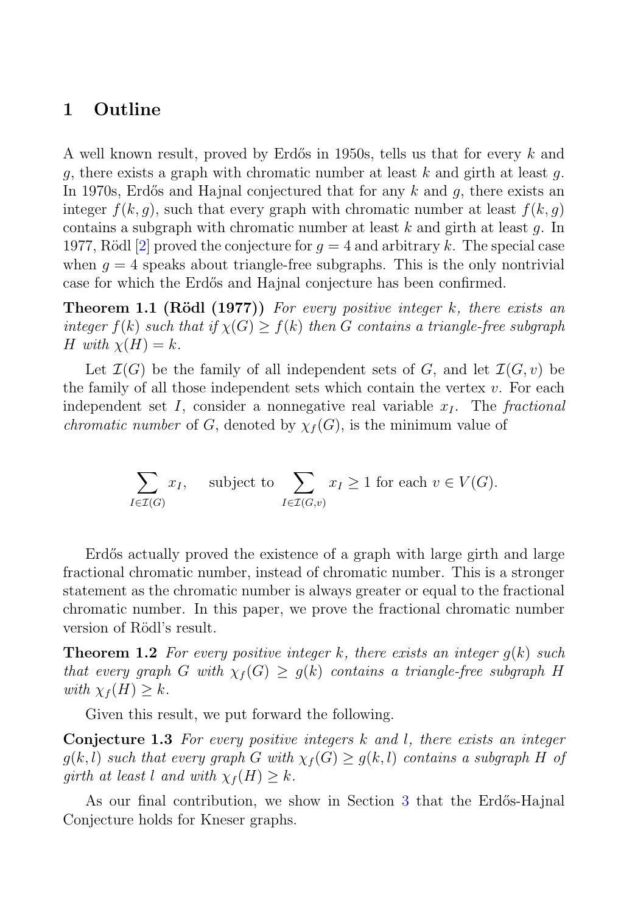## 1 Outline

A well known result, proved by Erdős in 1950s, tells us that for every $k$ and $g$, there exists a graph with chromatic number at least $k$ and girth at least $g$. In 1970s, Erdős and Hajnal conjectured that for any $k$ and $g$, there exists an integer $f(k,g)$, such that every graph with chromatic number at least $f(k,g)$ contains a subgraph with chromatic number at least $k$ and girth at least $g$. In 1977, Rödl [2] proved the conjecture for $g=4$ and arbitrary $k$. The special case when $g=4$ speaks about triangle-free subgraphs. This is the only nontrivial case for which the Erdős and Hajnal conjecture has been confirmed.

**Theorem 1.1 (Rödl (1977))** *For every positive integer $k$, there exists an integer $f(k)$ such that if $\chi(G) \geq f(k)$ then $G$ contains a triangle-free subgraph $H$ with $\chi(H) = k$.*

Let $\mathcal{I}(G)$ be the family of all independent sets of $G$, and let $\mathcal{I}(G,v)$ be the family of all those independent sets which contain the vertex $v$. For each independent set $I$, consider a nonnegative real variable $x_I$. The *fractional chromatic number* of $G$, denoted by $\chi_f(G)$, is the minimum value of

$$\sum_{I \in \mathcal{I}(G)} x_I, \quad \text{subject to} \sum_{I \in \mathcal{I}(G,v)} x_I \geq 1 \text{ for each } v \in V(G).$$

Erdős actually proved the existence of a graph with large girth and large fractional chromatic number, instead of chromatic number. This is a stronger statement as the chromatic number is always greater or equal to the fractional chromatic number. In this paper, we prove the fractional chromatic number version of Rödl's result.

**Theorem 1.2** *For every positive integer $k$, there exists an integer $g(k)$ such that every graph $G$ with $\chi_f(G) \geq g(k)$ contains a triangle-free subgraph $H$ with $\chi_f(H) \geq k$.*

Given this result, we put forward the following.

**Conjecture 1.3** *For every positive integers $k$ and $l$, there exists an integer $g(k,l)$ such that every graph $G$ with $\chi_f(G) \geq g(k,l)$ contains a subgraph $H$ of girth at least $l$ and with $\chi_f(H) \geq k$.*

As our final contribution, we show in Section 3 that the Erdős-Hajnal Conjecture holds for Kneser graphs.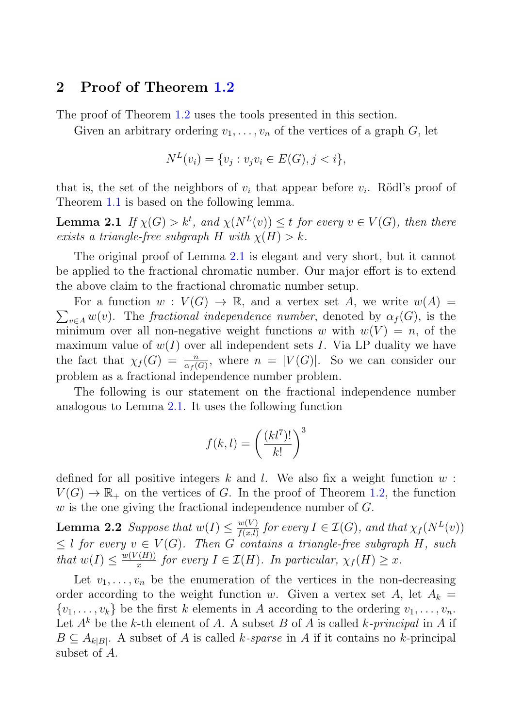## 2 Proof of Theorem 1.2

The proof of Theorem 1.2 uses the tools presented in this section.

Given an arbitrary ordering $v_1, \ldots, v_n$ of the vertices of a graph $G$, let

$$N^L(v_i) = \{v_j : v_j v_i \in E(G), j < i\},$$

that is, the set of the neighbors of $v_i$ that appear before $v_i$. Rödl's proof of Theorem 1.1 is based on the following lemma.

**Lemma 2.1** *If $\chi(G) > k^t$, and $\chi(N^L(v)) \leq t$ for every $v \in V(G)$, then there exists a triangle-free subgraph $H$ with $\chi(H) > k$.*

The original proof of Lemma 2.1 is elegant and very short, but it cannot be applied to the fractional chromatic number. Our major effort is to extend the above claim to the fractional chromatic number setup.

For a function $w : V(G) \to \mathbb{R}$, and a vertex set $A$, we write $w(A) = \sum_{v \in A} w(v)$. The *fractional independence number*, denoted by $\alpha_f(G)$, is the minimum over all non-negative weight functions $w$ with $w(V) = n$, of the maximum value of $w(I)$ over all independent sets $I$. Via LP duality we have the fact that $\chi_f(G) = \frac{n}{\alpha_f(G)}$, where $n = |V(G)|$. So we can consider our problem as a fractional independence number problem.

The following is our statement on the fractional independence number analogous to Lemma 2.1. It uses the following function

$$f(k, l) = \left( \frac{(kl^7)!}{k!} \right)^3$$

defined for all positive integers $k$ and $l$. We also fix a weight function $w : V(G) \to \mathbb{R}_+$ on the vertices of $G$. In the proof of Theorem 1.2, the function $w$ is the one giving the fractional independence number of $G$.

**Lemma 2.2** *Suppose that $w(I) \leq \frac{w(V)}{f(x,l)}$ for every $I \in \mathcal{I}(G)$, and that $\chi_f(N^L(v)) \leq l$ for every $v \in V(G)$. Then $G$ contains a triangle-free subgraph $H$, such that $w(I) \leq \frac{w(V(H))}{x}$ for every $I \in \mathcal{I}(H)$. In particular, $\chi_f(H) \geq x$.*

Let $v_1, \ldots, v_n$ be the enumeration of the vertices in the non-decreasing order according to the weight function $w$. Given a vertex set $A$, let $A_k = \{v_1, \ldots, v_k\}$ be the first $k$ elements in $A$ according to the ordering $v_1, \ldots, v_n$. Let $A^k$ be the $k$-th element of $A$. A subset $B$ of $A$ is called *$k$-principal* in $A$ if $B \subseteq A_{k|B|}$. A subset of $A$ is called *$k$-sparse* in $A$ if it contains no $k$-principal subset of $A$.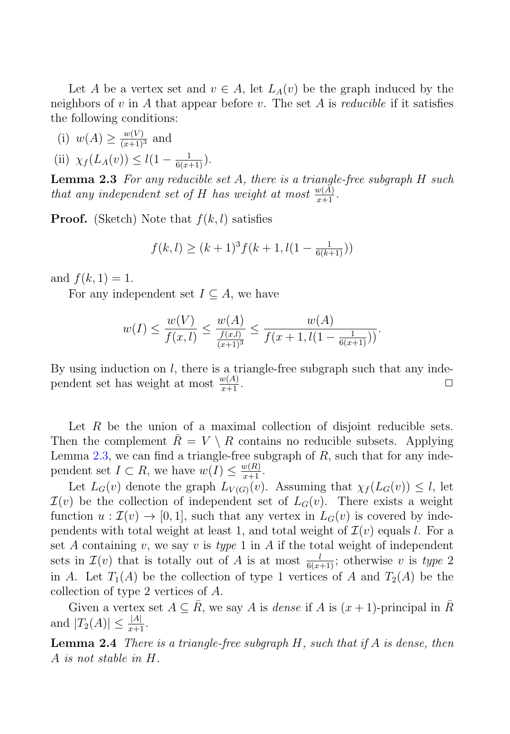Let $A$ be a vertex set and $v \in A$, let $L_A(v)$ be the graph induced by the neighbors of $v$ in $A$ that appear before $v$. The set $A$ is *reducible* if it satisfies the following conditions:

(i) $w(A) \geq \frac{w(V)}{(x+1)^3}$ and

(ii) $\chi_f(L_A(v)) \leq l(1 - \frac{1}{6(x+1)})$.

**Lemma 2.3** *For any reducible set $A$, there is a triangle-free subgraph $H$ such that any independent set of $H$ has weight at most $\frac{w(A)}{x+1}$.*

**Proof.** (Sketch) Note that $f(k,l)$ satisfies

$$f(k,l) \geq (k+1)^3 f(k+1, l(1 - \tfrac{1}{6(k+1)}))$$

and $f(k,1) = 1$.

For any independent set $I \subseteq A$, we have

$$w(I) \leq \frac{w(V)}{f(x,l)} \leq \frac{w(A)}{\frac{f(x,l)}{(x+1)^3}} \leq \frac{w(A)}{f(x+1, l(1 - \frac{1}{6(x+1)}))}.$$

By using induction on $l$, there is a triangle-free subgraph such that any independent set has weight at most $\frac{w(A)}{x+1}$. □

Let $R$ be the union of a maximal collection of disjoint reducible sets. Then the complement $\bar{R} = V \setminus R$ contains no reducible subsets. Applying Lemma 2.3, we can find a triangle-free subgraph of $R$, such that for any independent set $I \subset R$, we have $w(I) \leq \frac{w(R)}{x+1}$.

Let $L_G(v)$ denote the graph $L_{V(G)}(v)$. Assuming that $\chi_f(L_G(v)) \leq l$, let $\mathcal{I}(v)$ be the collection of independent set of $L_G(v)$. There exists a weight function $u : \mathcal{I}(v) \to [0,1]$, such that any vertex in $L_G(v)$ is covered by independents with total weight at least 1, and total weight of $\mathcal{I}(v)$ equals $l$. For a set $A$ containing $v$, we say $v$ is *type* 1 in $A$ if the total weight of independent sets in $\mathcal{I}(v)$ that is totally out of $A$ is at most $\frac{l}{6(x+1)}$; otherwise $v$ is *type* 2 in $A$. Let $T_1(A)$ be the collection of type 1 vertices of $A$ and $T_2(A)$ be the collection of type 2 vertices of $A$.

Given a vertex set $A \subseteq \bar{R}$, we say $A$ is *dense* if $A$ is $(x+1)$-principal in $\bar{R}$ and $|T_2(A)| \leq \frac{|A|}{x+1}$.

**Lemma 2.4** *There is a triangle-free subgraph $H$, such that if $A$ is dense, then $A$ is not stable in $H$.*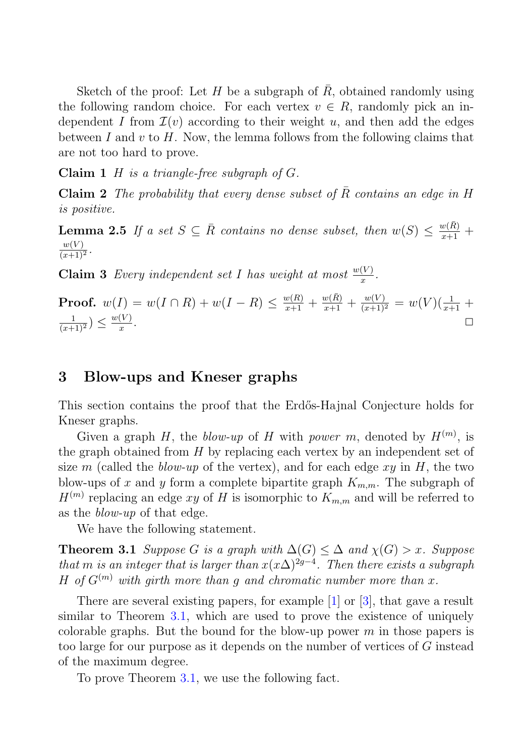Sketch of the proof: Let $H$ be a subgraph of $\bar{R}$, obtained randomly using the following random choice. For each vertex $v \in R$, randomly pick an independent $I$ from $\mathcal{I}(v)$ according to their weight $u$, and then add the edges between $I$ and $v$ to $H$. Now, the lemma follows from the following claims that are not too hard to prove.

**Claim 1** *$H$ is a triangle-free subgraph of $G$.*

**Claim 2** *The probability that every dense subset of $\bar{R}$ contains an edge in $H$ is positive.*

**Lemma 2.5** *If a set $S \subseteq \bar{R}$ contains no dense subset, then $w(S) \leq \frac{w(\bar{R})}{x+1} + \frac{w(V)}{(x+1)^2}$.*

**Claim 3** *Every independent set $I$ has weight at most $\frac{w(V)}{x}$.*

**Proof.** $w(I) = w(I \cap R) + w(I - R) \leq \frac{w(R)}{x+1} + \frac{w(\bar{R})}{x+1} + \frac{w(V)}{(x+1)^2} = w(V)(\frac{1}{x+1} + \frac{1}{(x+1)^2}) \leq \frac{w(V)}{x}$. □

## 3 Blow-ups and Kneser graphs

This section contains the proof that the Erdős-Hajnal Conjecture holds for Kneser graphs.

Given a graph $H$, the *blow-up* of $H$ with *power* $m$, denoted by $H^{(m)}$, is the graph obtained from $H$ by replacing each vertex by an independent set of size $m$ (called the *blow-up* of the vertex), and for each edge $xy$ in $H$, the two blow-ups of $x$ and $y$ form a complete bipartite graph $K_{m,m}$. The subgraph of $H^{(m)}$ replacing an edge $xy$ of $H$ is isomorphic to $K_{m,m}$ and will be referred to as the *blow-up* of that edge.

We have the following statement.

**Theorem 3.1** *Suppose $G$ is a graph with $\Delta(G) \leq \Delta$ and $\chi(G) > x$. Suppose that $m$ is an integer that is larger than $x(x\Delta)^{2g-4}$. Then there exists a subgraph $H$ of $G^{(m)}$ with girth more than $g$ and chromatic number more than $x$.*

There are several existing papers, for example [1] or [3], that gave a result similar to Theorem 3.1, which are used to prove the existence of uniquely colorable graphs. But the bound for the blow-up power $m$ in those papers is too large for our purpose as it depends on the number of vertices of $G$ instead of the maximum degree.

To prove Theorem 3.1, we use the following fact.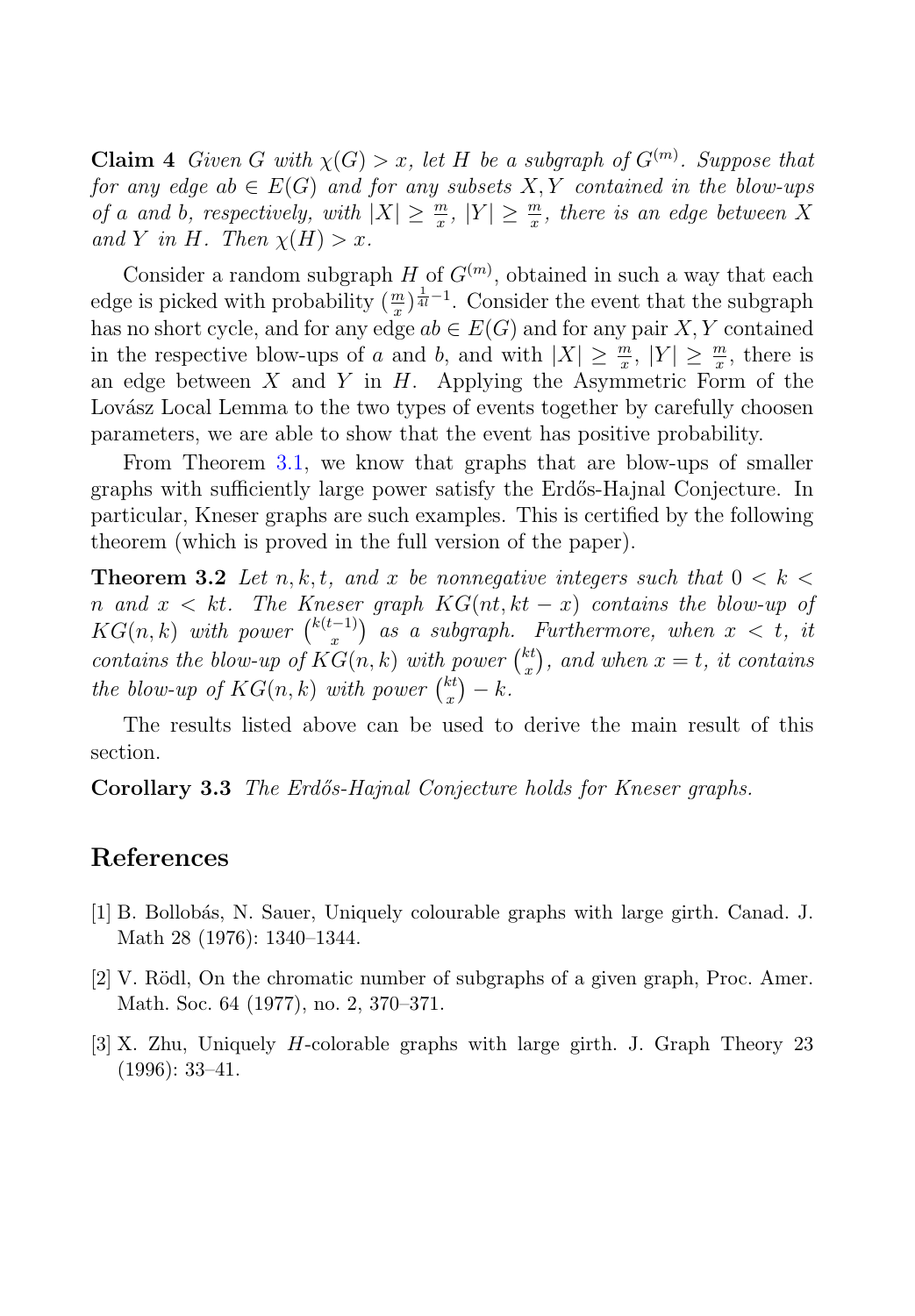**Claim 4** *Given $G$ with $\chi(G) > x$, let $H$ be a subgraph of $G^{(m)}$. Suppose that for any edge $ab \in E(G)$ and for any subsets $X, Y$ contained in the blow-ups of $a$ and $b$, respectively, with $|X| \geq \frac{m}{x}$, $|Y| \geq \frac{m}{x}$, there is an edge between $X$ and $Y$ in $H$. Then $\chi(H) > x$.*

Consider a random subgraph $H$ of $G^{(m)}$, obtained in such a way that each edge is picked with probability $(\frac{m}{x})^{\frac{1}{4l}-1}$. Consider the event that the subgraph has no short cycle, and for any edge $ab \in E(G)$ and for any pair $X, Y$ contained in the respective blow-ups of $a$ and $b$, and with $|X| \geq \frac{m}{x}$, $|Y| \geq \frac{m}{x}$, there is an edge between $X$ and $Y$ in $H$. Applying the Asymmetric Form of the Lovász Local Lemma to the two types of events together by carefully choosen parameters, we are able to show that the event has positive probability.

From Theorem 3.1, we know that graphs that are blow-ups of smaller graphs with sufficiently large power satisfy the Erdős-Hajnal Conjecture. In particular, Kneser graphs are such examples. This is certified by the following theorem (which is proved in the full version of the paper).

**Theorem 3.2** *Let $n, k, t$, and $x$ be nonnegative integers such that $0 < k < n$ and $x < kt$. The Kneser graph $KG(nt, kt - x)$ contains the blow-up of $KG(n, k)$ with power $\binom{k(t-1)}{x}$ as a subgraph. Furthermore, when $x < t$, it contains the blow-up of $KG(n, k)$ with power $\binom{kt}{x}$, and when $x = t$, it contains the blow-up of $KG(n, k)$ with power $\binom{kt}{x} - k$.*

The results listed above can be used to derive the main result of this section.

**Corollary 3.3** *The Erdős-Hajnal Conjecture holds for Kneser graphs.*

## References

[1] B. Bollobás, N. Sauer, Uniquely colourable graphs with large girth. Canad. J. Math 28 (1976): 1340–1344.

[2] V. Rödl, On the chromatic number of subgraphs of a given graph, Proc. Amer. Math. Soc. 64 (1977), no. 2, 370–371.

[3] X. Zhu, Uniquely $H$-colorable graphs with large girth. J. Graph Theory 23 (1996): 33–41.